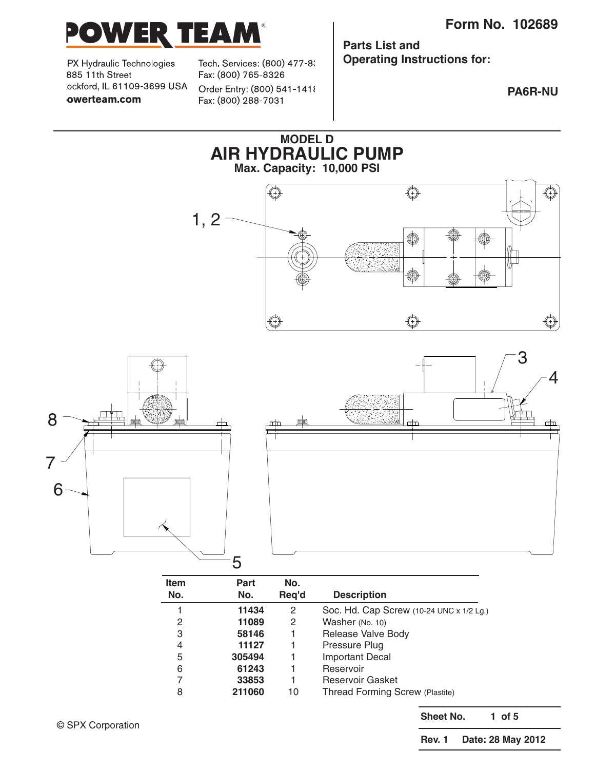**POWER TEAM**

PX Hydraulic Technologies
885 11th Street
ockford, IL 61109-3699 USA
owerteam.com

Tech. Services: (800) 477-8
Fax: (800) 765-8326
Order Entry: (800) 541-141
Fax: (800) 288-7031

**Form No. 102689**

**Parts List and**
**Operating Instructions for:**

**PA6R-NU**

## MODEL D
# AIR HYDRAULIC PUMP
**Max. Capacity: 10,000 PSI**

| Item No. | Part No. | No. Req'd | Description |
|---|---|---|---|
| 1 | **11434** | 2 | Soc. Hd. Cap Screw (10-24 UNC x 1/2 Lg.) |
| 2 | **11089** | 2 | Washer (No. 10) |
| 3 | **58146** | 1 | Release Valve Body |
| 4 | **11127** | 1 | Pressure Plug |
| 5 | **305494** | 1 | Important Decal |
| 6 | **61243** | 1 | Reservoir |
| 7 | **33853** | 1 | Reservoir Gasket |
| 8 | **211060** | 10 | Thread Forming Screw (Plastite) |

© SPX Corporation

**Sheet No.** 1 of 5

**Rev. 1 Date: 28 May 2012**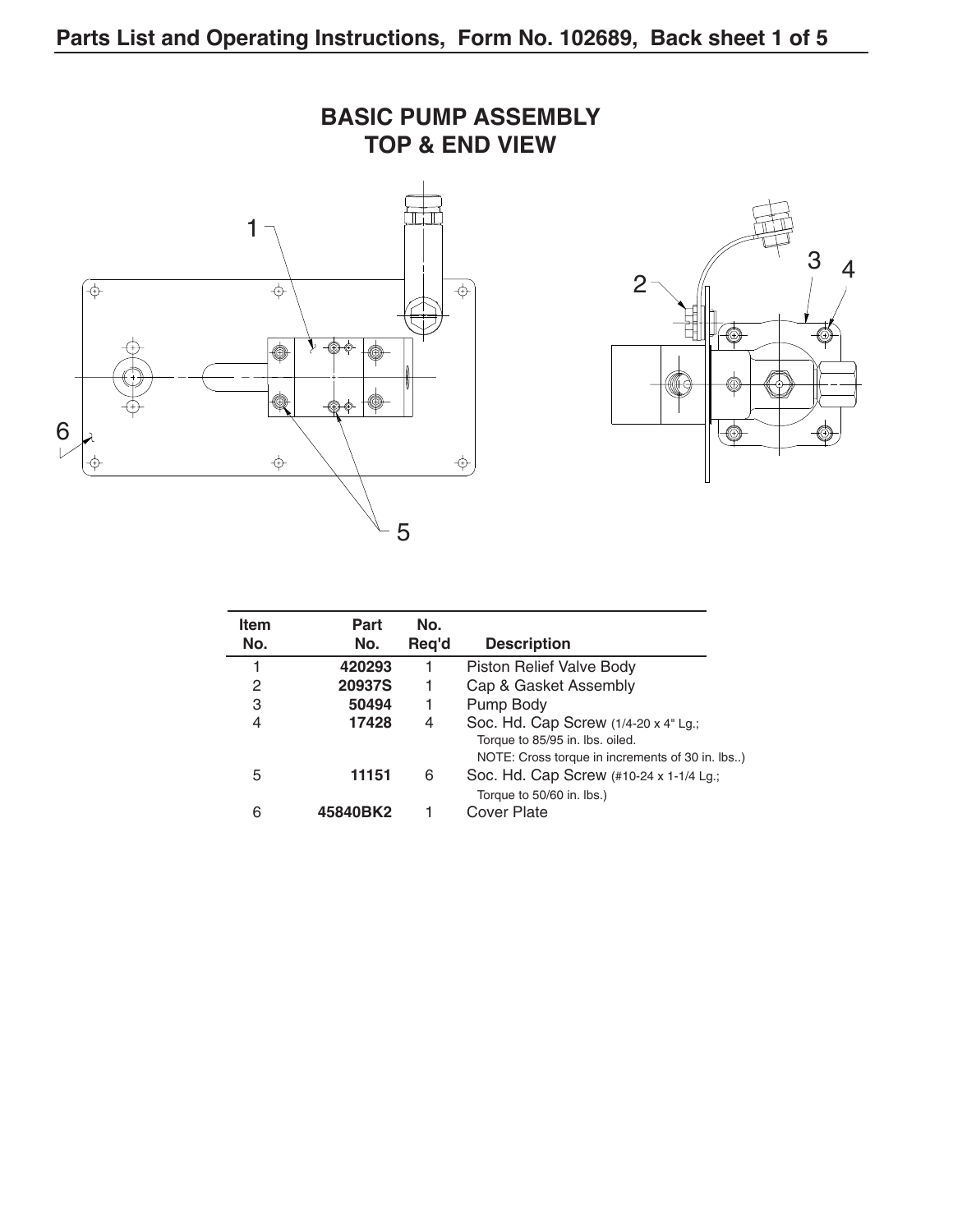# BASIC PUMP ASSEMBLY TOP & END VIEW

| Item No. | Part No. | No. Req'd | Description |
|---|---|---|---|
| 1 | **420293** | 1 | Piston Relief Valve Body |
| 2 | **20937S** | 1 | Cap & Gasket Assembly |
| 3 | **50494** | 1 | Pump Body |
| 4 | **17428** | 4 | Soc. Hd. Cap Screw (1/4-20 x 4" Lg.; Torque to 85/95 in. lbs. oiled. NOTE: Cross torque in increments of 30 in. lbs..) |
| 5 | **11151** | 6 | Soc. Hd. Cap Screw (#10-24 x 1-1/4 Lg.; Torque to 50/60 in. lbs.) |
| 6 | **45840BK2** | 1 | Cover Plate |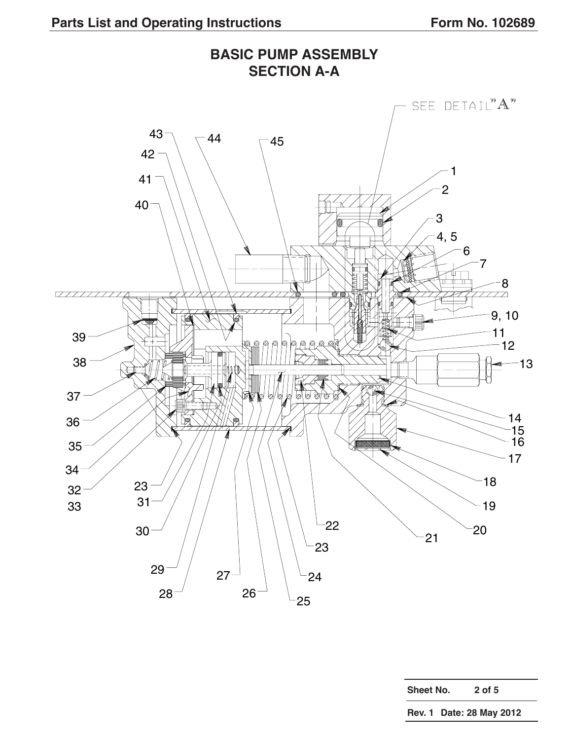# BASIC PUMP ASSEMBLY
## SECTION A-A

SEE DETAIL "A"

1, 2, 3, 4, 5, 6, 7, 8, 9, 10, 11, 12, 13, 14, 15, 16, 17, 18, 19, 20, 21, 22, 23, 24, 25, 26, 27, 28, 29, 30, 31, 32, 33, 34, 35, 36, 37, 38, 39, 40, 41, 42, 43, 44, 45

| Sheet No. | 2 of 5 |
|---|---|
| Rev. 1 | Date: 28 May 2012 |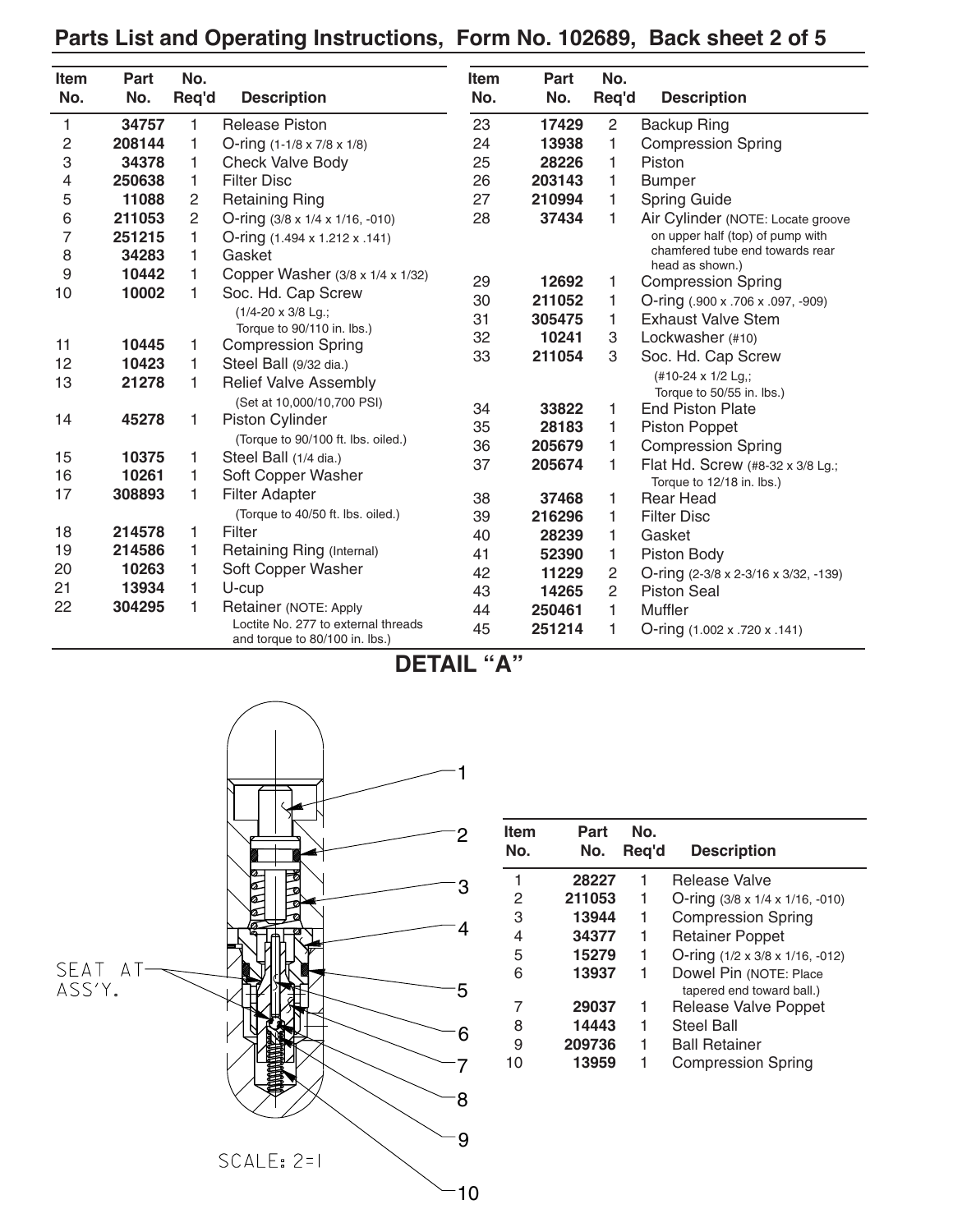## Parts List and Operating Instructions, Form No. 102689, Back sheet 2 of 5

| Item No. | Part No. | No. Req'd | Description |
|---|---|---|---|
| 1 | 34757 | 1 | Release Piston |
| 2 | 208144 | 1 | O-ring (1-1/8 x 7/8 x 1/8) |
| 3 | 34378 | 1 | Check Valve Body |
| 4 | 250638 | 1 | Filter Disc |
| 5 | 11088 | 2 | Retaining Ring |
| 6 | 211053 | 2 | O-ring (3/8 x 1/4 x 1/16, -010) |
| 7 | 251215 | 1 | O-ring (1.494 x 1.212 x .141) |
| 8 | 34283 | 1 | Gasket |
| 9 | 10442 | 1 | Copper Washer (3/8 x 1/4 x 1/32) |
| 10 | 10002 | 1 | Soc. Hd. Cap Screw (1/4-20 x 3/8 Lg.; Torque to 90/110 in. lbs.) |
| 11 | 10445 | 1 | Compression Spring |
| 12 | 10423 | 1 | Steel Ball (9/32 dia.) |
| 13 | 21278 | 1 | Relief Valve Assembly (Set at 10,000/10,700 PSI) |
| 14 | 45278 | 1 | Piston Cylinder (Torque to 90/100 ft. lbs. oiled.) |
| 15 | 10375 | 1 | Steel Ball (1/4 dia.) |
| 16 | 10261 | 1 | Soft Copper Washer |
| 17 | 308893 | 1 | Filter Adapter (Torque to 40/50 ft. lbs. oiled.) |
| 18 | 214578 | 1 | Filter |
| 19 | 214586 | 1 | Retaining Ring (Internal) |
| 20 | 10263 | 1 | Soft Copper Washer |
| 21 | 13934 | 1 | U-cup |
| 22 | 304295 | 1 | Retainer (NOTE: Apply Loctite No. 277 to external threads and torque to 80/100 in. lbs.) |
| 23 | 17429 | 2 | Backup Ring |
| 24 | 13938 | 1 | Compression Spring |
| 25 | 28226 | 1 | Piston |
| 26 | 203143 | 1 | Bumper |
| 27 | 210994 | 1 | Spring Guide |
| 28 | 37434 | 1 | Air Cylinder (NOTE: Locate groove on upper half (top) of pump with chamfered tube end towards rear head as shown.) |
| 29 | 12692 | 1 | Compression Spring |
| 30 | 211052 | 1 | O-ring (.900 x .706 x .097, -909) |
| 31 | 305475 | 1 | Exhaust Valve Stem |
| 32 | 10241 | 3 | Lockwasher (#10) |
| 33 | 211054 | 3 | Soc. Hd. Cap Screw (#10-24 x 1/2 Lg,; Torque to 50/55 in. lbs.) |
| 34 | 33822 | 1 | End Piston Plate |
| 35 | 28183 | 1 | Piston Poppet |
| 36 | 205679 | 1 | Compression Spring |
| 37 | 205674 | 1 | Flat Hd. Screw (#8-32 x 3/8 Lg.; Torque to 12/18 in. lbs.) |
| 38 | 37468 | 1 | Rear Head |
| 39 | 216296 | 1 | Filter Disc |
| 40 | 28239 | 1 | Gasket |
| 41 | 52390 | 1 | Piston Body |
| 42 | 11229 | 2 | O-ring (2-3/8 x 2-3/16 x 3/32, -139) |
| 43 | 14265 | 2 | Piston Seal |
| 44 | 250461 | 1 | Muffler |
| 45 | 251214 | 1 | O-ring (1.002 x .720 x .141) |

## DETAIL "A"

SEAT AT ASS'Y.

SCALE: 2=1

| Item No. | Part No. | No. Req'd | Description |
|---|---|---|---|
| 1 | 28227 | 1 | Release Valve |
| 2 | 211053 | 1 | O-ring (3/8 x 1/4 x 1/16, -010) |
| 3 | 13944 | 1 | Compression Spring |
| 4 | 34377 | 1 | Retainer Poppet |
| 5 | 15279 | 1 | O-ring (1/2 x 3/8 x 1/16, -012) |
| 6 | 13937 | 1 | Dowel Pin (NOTE: Place tapered end toward ball.) |
| 7 | 29037 | 1 | Release Valve Poppet |
| 8 | 14443 | 1 | Steel Ball |
| 9 | 209736 | 1 | Ball Retainer |
| 10 | 13959 | 1 | Compression Spring |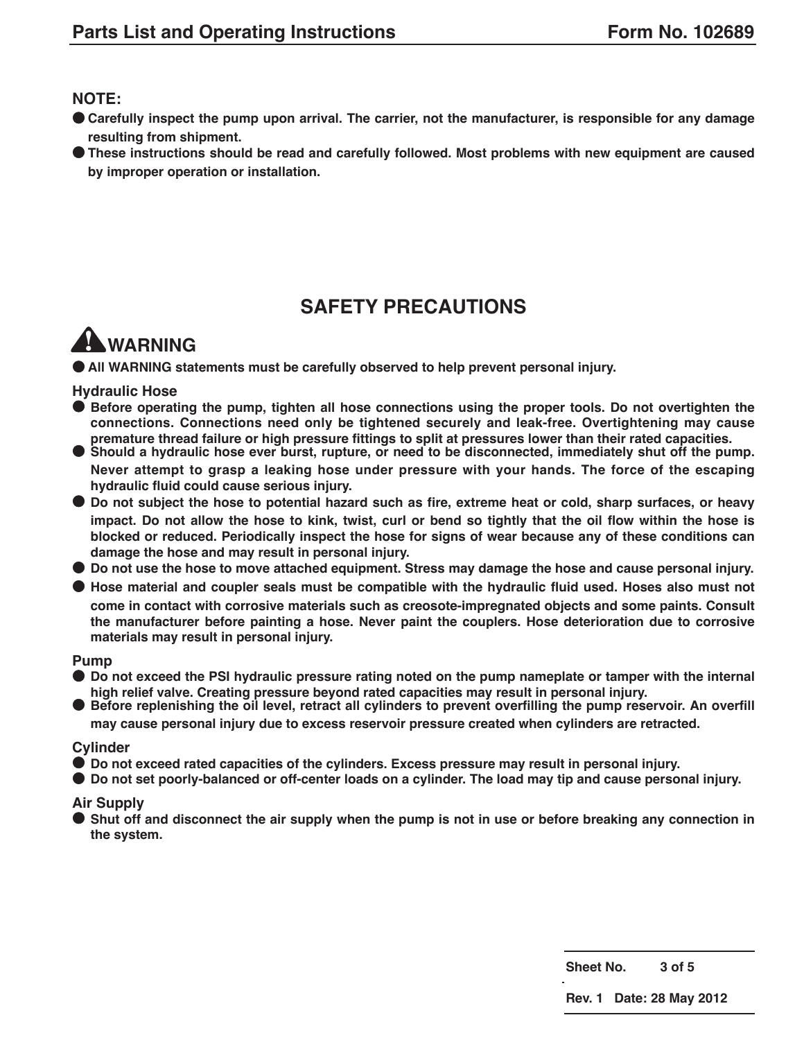**NOTE:**

- **Carefully inspect the pump upon arrival. The carrier, not the manufacturer, is responsible for any damage resulting from shipment.**
- **These instructions should be read and carefully followed. Most problems with new equipment are caused by improper operation or installation.**

## SAFETY PRECAUTIONS

### WARNING

- **All WARNING statements must be carefully observed to help prevent personal injury.**

#### Hydraulic Hose

- **Before operating the pump, tighten all hose connections using the proper tools. Do not overtighten the connections. Connections need only be tightened securely and leak-free. Overtightening may cause premature thread failure or high pressure fittings to split at pressures lower than their rated capacities.**
- **Should a hydraulic hose ever burst, rupture, or need to be disconnected, immediately shut off the pump. Never attempt to grasp a leaking hose under pressure with your hands. The force of the escaping hydraulic fluid could cause serious injury.**
- **Do not subject the hose to potential hazard such as fire, extreme heat or cold, sharp surfaces, or heavy impact. Do not allow the hose to kink, twist, curl or bend so tightly that the oil flow within the hose is blocked or reduced. Periodically inspect the hose for signs of wear because any of these conditions can damage the hose and may result in personal injury.**
- **Do not use the hose to move attached equipment. Stress may damage the hose and cause personal injury.**
- **Hose material and coupler seals must be compatible with the hydraulic fluid used. Hoses also must not come in contact with corrosive materials such as creosote-impregnated objects and some paints. Consult the manufacturer before painting a hose. Never paint the couplers. Hose deterioration due to corrosive materials may result in personal injury.**

#### Pump

- **Do not exceed the PSI hydraulic pressure rating noted on the pump nameplate or tamper with the internal high relief valve. Creating pressure beyond rated capacities may result in personal injury.**
- **Before replenishing the oil level, retract all cylinders to prevent overfilling the pump reservoir. An overfill may cause personal injury due to excess reservoir pressure created when cylinders are retracted.**

#### Cylinder

- **Do not exceed rated capacities of the cylinders. Excess pressure may result in personal injury.**
- **Do not set poorly-balanced or off-center loads on a cylinder. The load may tip and cause personal injury.**

#### Air Supply

- **Shut off and disconnect the air supply when the pump is not in use or before breaking any connection in the system.**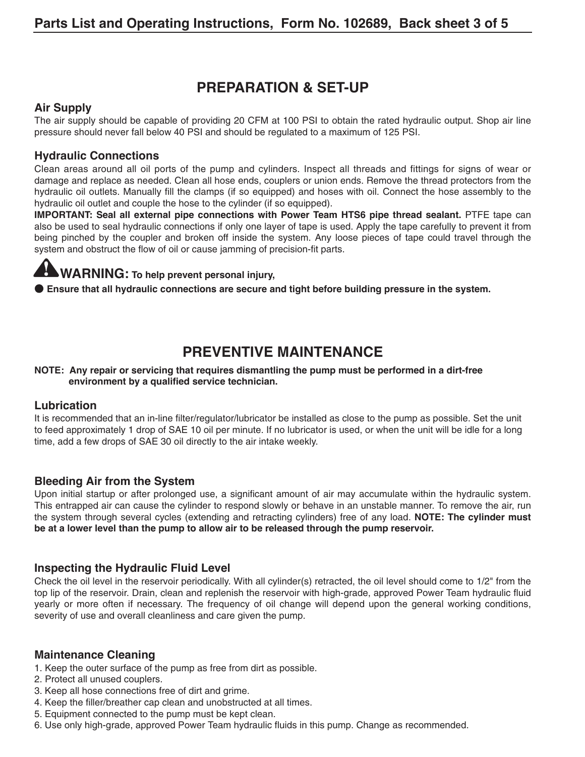## PREPARATION & SET-UP

### Air Supply

The air supply should be capable of providing 20 CFM at 100 PSI to obtain the rated hydraulic output. Shop air line pressure should never fall below 40 PSI and should be regulated to a maximum of 125 PSI.

### Hydraulic Connections

Clean areas around all oil ports of the pump and cylinders. Inspect all threads and fittings for signs of wear or damage and replace as needed. Clean all hose ends, couplers or union ends. Remove the thread protectors from the hydraulic oil outlets. Manually fill the clamps (if so equipped) and hoses with oil. Connect the hose assembly to the hydraulic oil outlet and couple the hose to the cylinder (if so equipped).

**IMPORTANT: Seal all external pipe connections with Power Team HTS6 pipe thread sealant.** PTFE tape can also be used to seal hydraulic connections if only one layer of tape is used. Apply the tape carefully to prevent it from being pinched by the coupler and broken off inside the system. Any loose pieces of tape could travel through the system and obstruct the flow of oil or cause jamming of precision-fit parts.

**WARNING: To help prevent personal injury,**

- **Ensure that all hydraulic connections are secure and tight before building pressure in the system.**

## PREVENTIVE MAINTENANCE

**NOTE: Any repair or servicing that requires dismantling the pump must be performed in a dirt-free environment by a qualified service technician.**

### Lubrication

It is recommended that an in-line filter/regulator/lubricator be installed as close to the pump as possible. Set the unit to feed approximately 1 drop of SAE 10 oil per minute. If no lubricator is used, or when the unit will be idle for a long time, add a few drops of SAE 30 oil directly to the air intake weekly.

### Bleeding Air from the System

Upon initial startup or after prolonged use, a significant amount of air may accumulate within the hydraulic system. This entrapped air can cause the cylinder to respond slowly or behave in an unstable manner. To remove the air, run the system through several cycles (extending and retracting cylinders) free of any load. **NOTE: The cylinder must be at a lower level than the pump to allow air to be released through the pump reservoir.**

### Inspecting the Hydraulic Fluid Level

Check the oil level in the reservoir periodically. With all cylinder(s) retracted, the oil level should come to 1/2" from the top lip of the reservoir. Drain, clean and replenish the reservoir with high-grade, approved Power Team hydraulic fluid yearly or more often if necessary. The frequency of oil change will depend upon the general working conditions, severity of use and overall cleanliness and care given the pump.

### Maintenance Cleaning

1. Keep the outer surface of the pump as free from dirt as possible.
2. Protect all unused couplers.
3. Keep all hose connections free of dirt and grime.
4. Keep the filler/breather cap clean and unobstructed at all times.
5. Equipment connected to the pump must be kept clean.
6. Use only high-grade, approved Power Team hydraulic fluids in this pump. Change as recommended.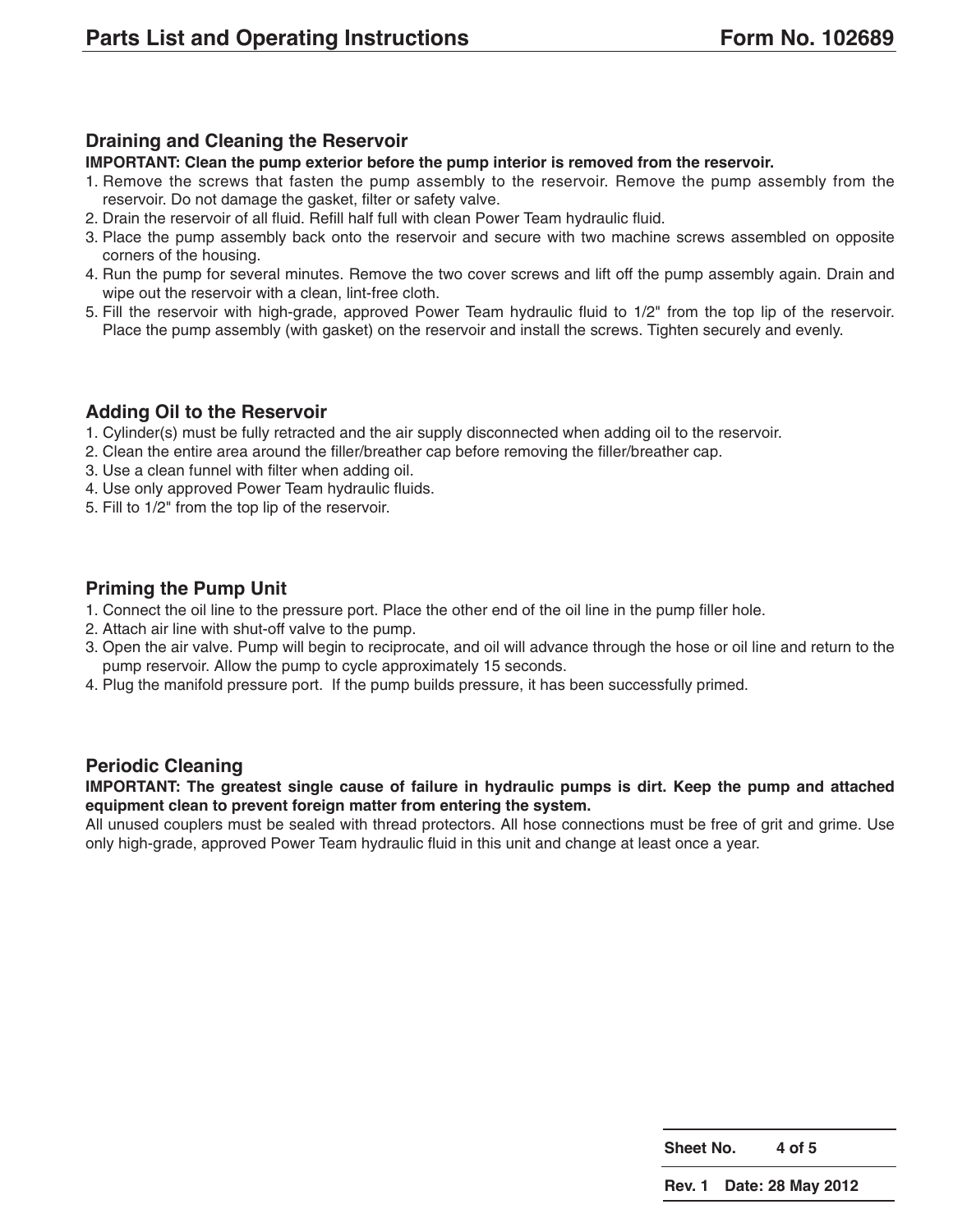## Draining and Cleaning the Reservoir

**IMPORTANT: Clean the pump exterior before the pump interior is removed from the reservoir.**

1. Remove the screws that fasten the pump assembly to the reservoir. Remove the pump assembly from the reservoir. Do not damage the gasket, filter or safety valve.
2. Drain the reservoir of all fluid. Refill half full with clean Power Team hydraulic fluid.
3. Place the pump assembly back onto the reservoir and secure with two machine screws assembled on opposite corners of the housing.
4. Run the pump for several minutes. Remove the two cover screws and lift off the pump assembly again. Drain and wipe out the reservoir with a clean, lint-free cloth.
5. Fill the reservoir with high-grade, approved Power Team hydraulic fluid to 1/2" from the top lip of the reservoir. Place the pump assembly (with gasket) on the reservoir and install the screws. Tighten securely and evenly.

## Adding Oil to the Reservoir

1. Cylinder(s) must be fully retracted and the air supply disconnected when adding oil to the reservoir.
2. Clean the entire area around the filler/breather cap before removing the filler/breather cap.
3. Use a clean funnel with filter when adding oil.
4. Use only approved Power Team hydraulic fluids.
5. Fill to 1/2" from the top lip of the reservoir.

## Priming the Pump Unit

1. Connect the oil line to the pressure port. Place the other end of the oil line in the pump filler hole.
2. Attach air line with shut-off valve to the pump.
3. Open the air valve. Pump will begin to reciprocate, and oil will advance through the hose or oil line and return to the pump reservoir. Allow the pump to cycle approximately 15 seconds.
4. Plug the manifold pressure port. If the pump builds pressure, it has been successfully primed.

## Periodic Cleaning

**IMPORTANT: The greatest single cause of failure in hydraulic pumps is dirt. Keep the pump and attached equipment clean to prevent foreign matter from entering the system.**

All unused couplers must be sealed with thread protectors. All hose connections must be free of grit and grime. Use only high-grade, approved Power Team hydraulic fluid in this unit and change at least once a year.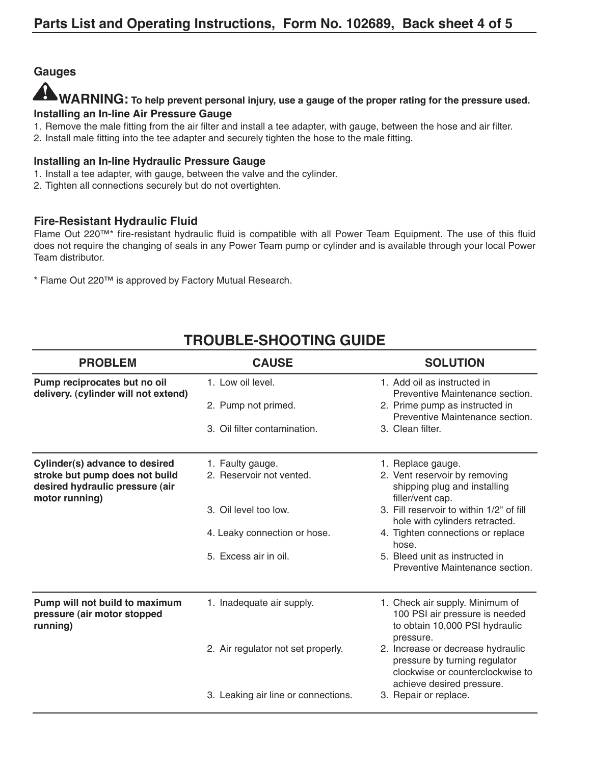## Gauges

**⚠WARNING: To help prevent personal injury, use a gauge of the proper rating for the pressure used.**

### Installing an In-line Air Pressure Gauge

1. Remove the male fitting from the air filter and install a tee adapter, with gauge, between the hose and air filter.
2. Install male fitting into the tee adapter and securely tighten the hose to the male fitting.

### Installing an In-line Hydraulic Pressure Gauge

1. Install a tee adapter, with gauge, between the valve and the cylinder.
2. Tighten all connections securely but do not overtighten.

## Fire-Resistant Hydraulic Fluid

Flame Out 220™* fire-resistant hydraulic fluid is compatible with all Power Team Equipment. The use of this fluid does not require the changing of seals in any Power Team pump or cylinder and is available through your local Power Team distributor.

* Flame Out 220™ is approved by Factory Mutual Research.

## TROUBLE-SHOOTING GUIDE

| PROBLEM | CAUSE | SOLUTION |
|---|---|---|
| **Pump reciprocates but no oil delivery. (cylinder will not extend)** | 1. Low oil level. | 1. Add oil as instructed in Preventive Maintenance section. |
| | 2. Pump not primed. | 2. Prime pump as instructed in Preventive Maintenance section. |
| | 3. Oil filter contamination. | 3. Clean filter. |
| **Cylinder(s) advance to desired stroke but pump does not build desired hydraulic pressure (air motor running)** | 1. Faulty gauge. | 1. Replace gauge. |
| | 2. Reservoir not vented. | 2. Vent reservoir by removing shipping plug and installing filler/vent cap. |
| | 3. Oil level too low. | 3. Fill reservoir to within 1/2" of fill hole with cylinders retracted. |
| | 4. Leaky connection or hose. | 4. Tighten connections or replace hose. |
| | 5. Excess air in oil. | 5. Bleed unit as instructed in Preventive Maintenance section. |
| **Pump will not build to maximum pressure (air motor stopped running)** | 1. Inadequate air supply. | 1. Check air supply. Minimum of 100 PSI air pressure is needed to obtain 10,000 PSI hydraulic pressure. |
| | 2. Air regulator not set properly. | 2. Increase or decrease hydraulic pressure by turning regulator clockwise or counterclockwise to achieve desired pressure. |
| | 3. Leaking air line or connections. | 3. Repair or replace. |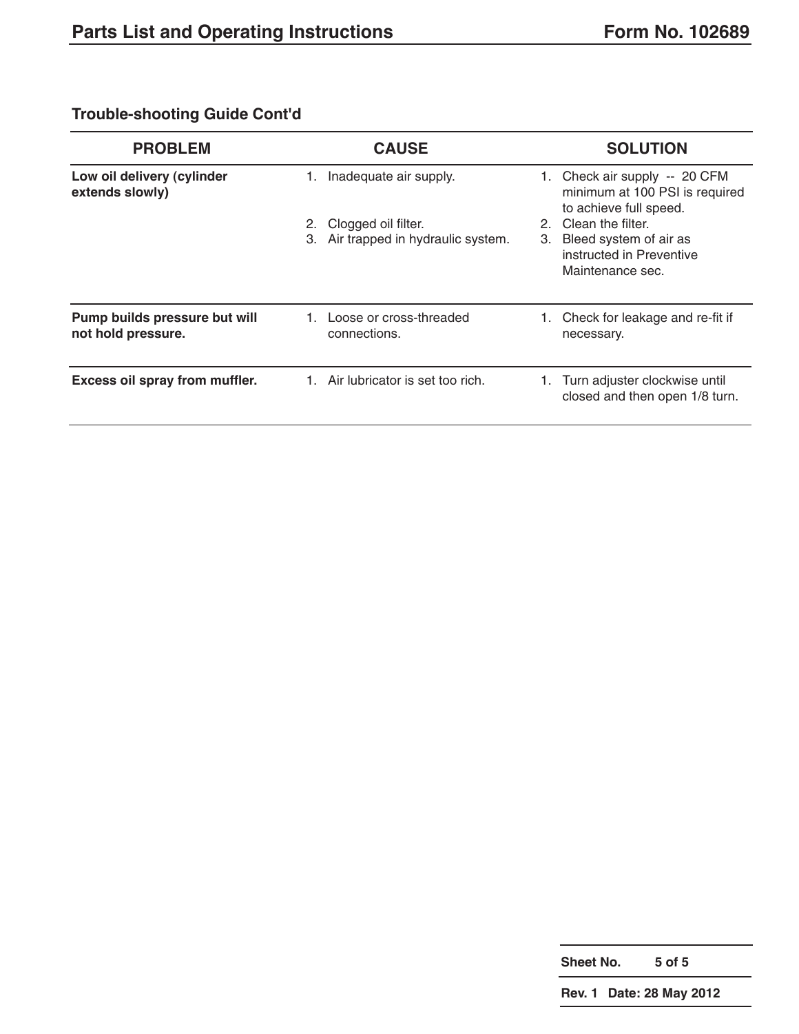## Trouble-shooting Guide Cont'd

| PROBLEM | CAUSE | SOLUTION |
|---|---|---|
| **Low oil delivery (cylinder extends slowly)** | 1. Inadequate air supply. | 1. Check air supply -- 20 CFM minimum at 100 PSI is required to achieve full speed. |
| | 2. Clogged oil filter. | 2. Clean the filter. |
| | 3. Air trapped in hydraulic system. | 3. Bleed system of air as instructed in Preventive Maintenance sec. |
| **Pump builds pressure but will not hold pressure.** | 1. Loose or cross-threaded connections. | 1. Check for leakage and re-fit if necessary. |
| **Excess oil spray from muffler.** | 1. Air lubricator is set too rich. | 1. Turn adjuster clockwise until closed and then open 1/8 turn. |

**Rev. 1 Date: 28 May 2012**